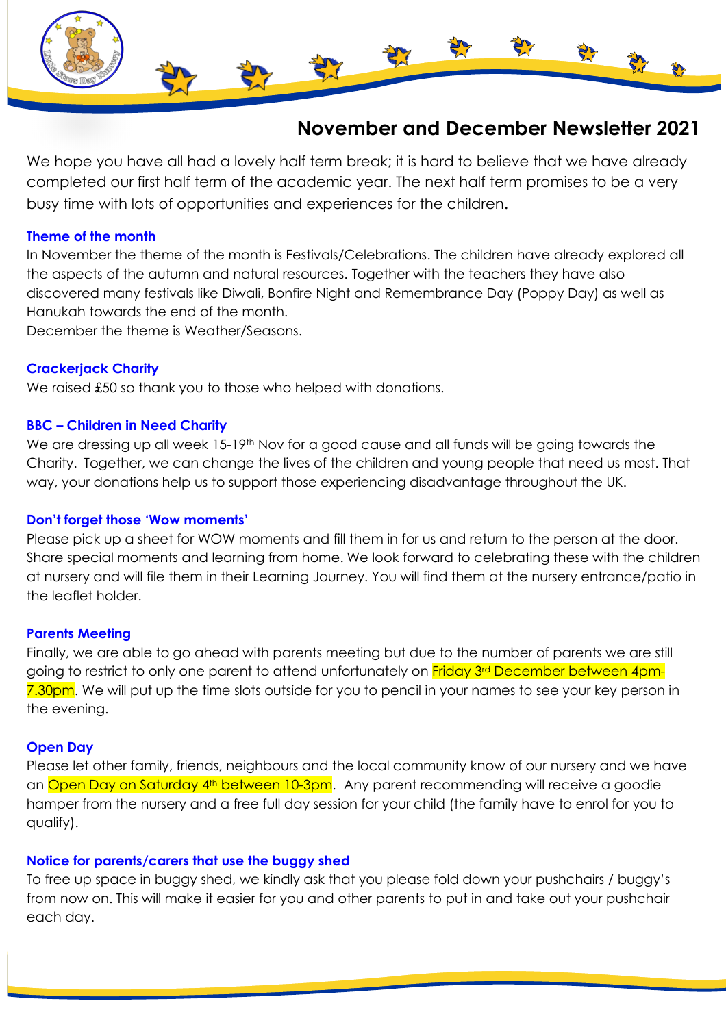# November and December Newsletter 2021

We hope you have all had a lovely half term break; it is hard to believe that we have already completed our first half term of the academic year. The next half term promises to be a very busy time with lots of opportunities and experiences for the children.

### Theme of the month

In November the theme of the month is Festivals/Celebrations. The children have already explored all the aspects of the autumn and natural resources. Together with the teachers they have also discovered many festivals like Diwali, Bonfire Night and Remembrance Day (Poppy Day) as well as Hanukah towards the end of the month.
December the theme is Weather/Seasons.

### Crackerjack Charity

We raised £50 so thank you to those who helped with donations.

### BBC – Children in Need Charity

We are dressing up all week 15-19th Nov for a good cause and all funds will be going towards the Charity. Together, we can change the lives of the children and young people that need us most. That way, your donations help us to support those experiencing disadvantage throughout the UK.

### Don't forget those 'Wow moments'

Please pick up a sheet for WOW moments and fill them in for us and return to the person at the door. Share special moments and learning from home. We look forward to celebrating these with the children at nursery and will file them in their Learning Journey. You will find them at the nursery entrance/patio in the leaflet holder.

### Parents Meeting

Finally, we are able to go ahead with parents meeting but due to the number of parents we are still going to restrict to only one parent to attend unfortunately on Friday 3rd December between 4pm-7.30pm. We will put up the time slots outside for you to pencil in your names to see your key person in the evening.

### Open Day

Please let other family, friends, neighbours and the local community know of our nursery and we have an Open Day on Saturday 4th between 10-3pm. Any parent recommending will receive a goodie hamper from the nursery and a free full day session for your child (the family have to enrol for you to qualify).

### Notice for parents/carers that use the buggy shed

To free up space in buggy shed, we kindly ask that you please fold down your pushchairs / buggy's from now on. This will make it easier for you and other parents to put in and take out your pushchair each day.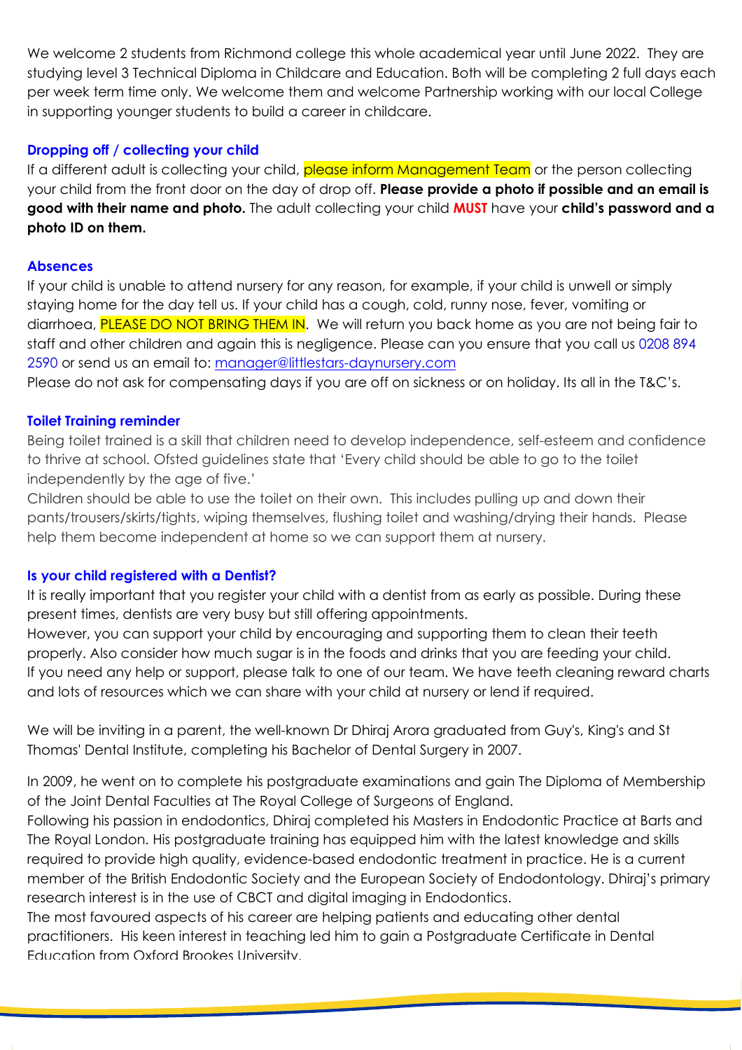We welcome 2 students from Richmond college this whole academical year until June 2022. They are studying level 3 Technical Diploma in Childcare and Education. Both will be completing 2 full days each per week term time only. We welcome them and welcome Partnership working with our local College in supporting younger students to build a career in childcare.

### Dropping off / collecting your child

If a different adult is collecting your child, please inform Management Team or the person collecting your child from the front door on the day of drop off. **Please provide a photo if possible and an email is good with their name and photo.** The adult collecting your child **MUST** have your **child's password and a photo ID on them.**

### Absences

If your child is unable to attend nursery for any reason, for example, if your child is unwell or simply staying home for the day tell us. If your child has a cough, cold, runny nose, fever, vomiting or diarrhoea, PLEASE DO NOT BRING THEM IN. We will return you back home as you are not being fair to staff and other children and again this is negligence. Please can you ensure that you call us 0208 894 2590 or send us an email to: manager@littlestars-daynursery.com

Please do not ask for compensating days if you are off on sickness or on holiday. Its all in the T&C's.

### Toilet Training reminder

Being toilet trained is a skill that children need to develop independence, self-esteem and confidence to thrive at school. Ofsted guidelines state that 'Every child should be able to go to the toilet independently by the age of five.'

Children should be able to use the toilet on their own. This includes pulling up and down their pants/trousers/skirts/tights, wiping themselves, flushing toilet and washing/drying their hands. Please help them become independent at home so we can support them at nursery.

### Is your child registered with a Dentist?

It is really important that you register your child with a dentist from as early as possible. During these present times, dentists are very busy but still offering appointments.

However, you can support your child by encouraging and supporting them to clean their teeth properly. Also consider how much sugar is in the foods and drinks that you are feeding your child.

If you need any help or support, please talk to one of our team. We have teeth cleaning reward charts and lots of resources which we can share with your child at nursery or lend if required.

We will be inviting in a parent, the well-known Dr Dhiraj Arora graduated from Guy's, King's and St Thomas' Dental Institute, completing his Bachelor of Dental Surgery in 2007.

In 2009, he went on to complete his postgraduate examinations and gain The Diploma of Membership of the Joint Dental Faculties at The Royal College of Surgeons of England.

Following his passion in endodontics, Dhiraj completed his Masters in Endodontic Practice at Barts and The Royal London. His postgraduate training has equipped him with the latest knowledge and skills required to provide high quality, evidence-based endodontic treatment in practice. He is a current member of the British Endodontic Society and the European Society of Endodontology. Dhiraj's primary research interest is in the use of CBCT and digital imaging in Endodontics.

The most favoured aspects of his career are helping patients and educating other dental practitioners. His keen interest in teaching led him to gain a Postgraduate Certificate in Dental Education from Oxford Brookes University.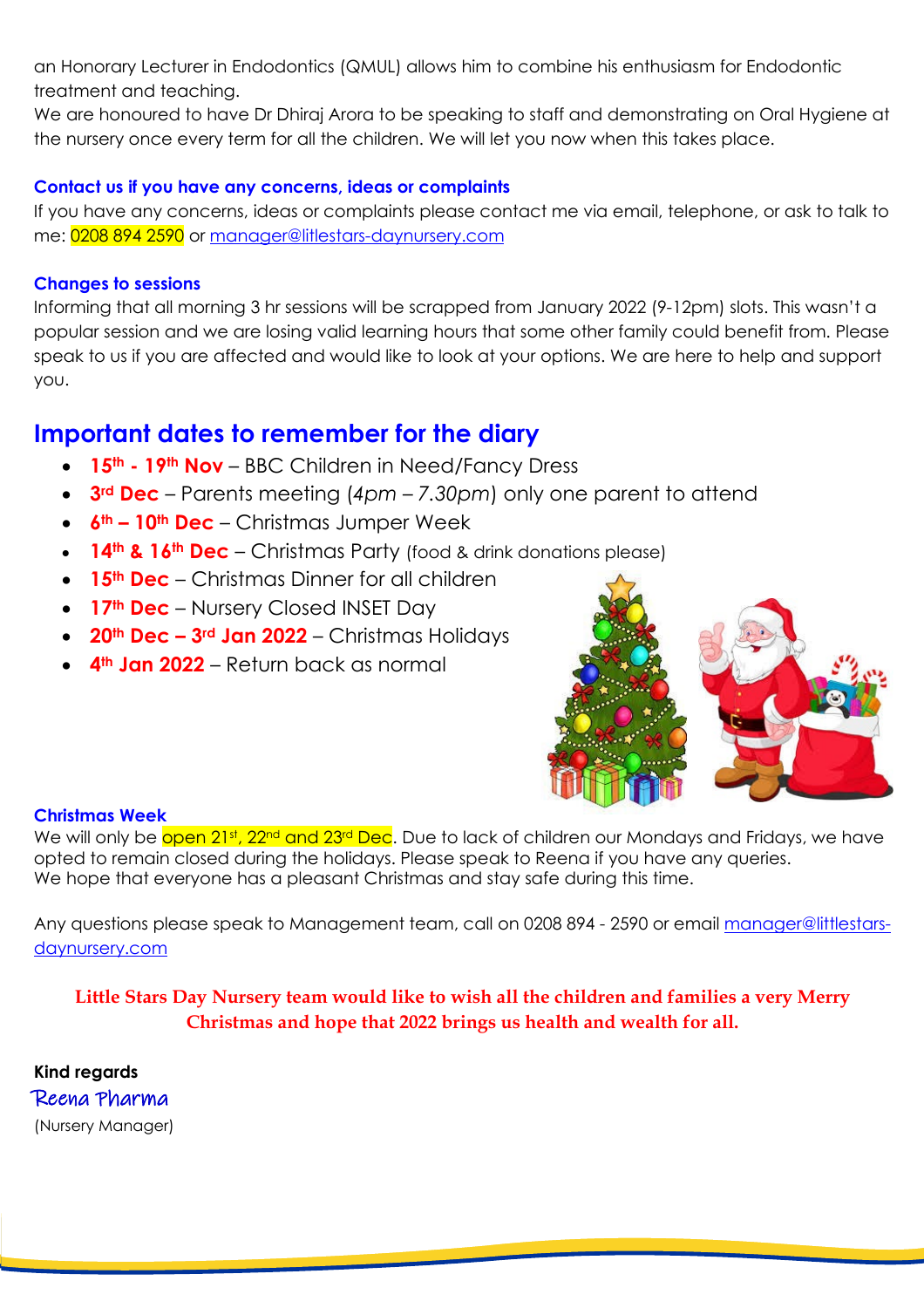an Honorary Lecturer in Endodontics (QMUL) allows him to combine his enthusiasm for Endodontic treatment and teaching.

We are honoured to have Dr Dhiraj Arora to be speaking to staff and demonstrating on Oral Hygiene at the nursery once every term for all the children. We will let you now when this takes place.

**Contact us if you have any concerns, ideas or complaints**

If you have any concerns, ideas or complaints please contact me via email, telephone, or ask to talk to me: 0208 894 2590 or manager@littlestars-daynursery.com

**Changes to sessions**

Informing that all morning 3 hr sessions will be scrapped from January 2022 (9-12pm) slots. This wasn't a popular session and we are losing valid learning hours that some other family could benefit from. Please speak to us if you are affected and would like to look at your options. We are here to help and support you.

## Important dates to remember for the diary

- **15th - 19th Nov** – BBC Children in Need/Fancy Dress
- **3rd Dec** – Parents meeting (*4pm – 7.30pm*) only one parent to attend
- **6th – 10th Dec** – Christmas Jumper Week
- **14th & 16th Dec** – Christmas Party (food & drink donations please)
- **15th Dec** – Christmas Dinner for all children
- **17th Dec** – Nursery Closed INSET Day
- **20th Dec – 3rd Jan 2022** – Christmas Holidays
- **4th Jan 2022** – Return back as normal

**Christmas Week**

We will only be open 21st, 22nd and 23rd Dec. Due to lack of children our Mondays and Fridays, we have opted to remain closed during the holidays. Please speak to Reena if you have any queries.
We hope that everyone has a pleasant Christmas and stay safe during this time.

Any questions please speak to Management team, call on 0208 894 - 2590 or email manager@littlestars-daynursery.com

**Little Stars Day Nursery team would like to wish all the children and families a very Merry Christmas and hope that 2022 brings us health and wealth for all.**

**Kind regards**

Reena Pharma

(Nursery Manager)